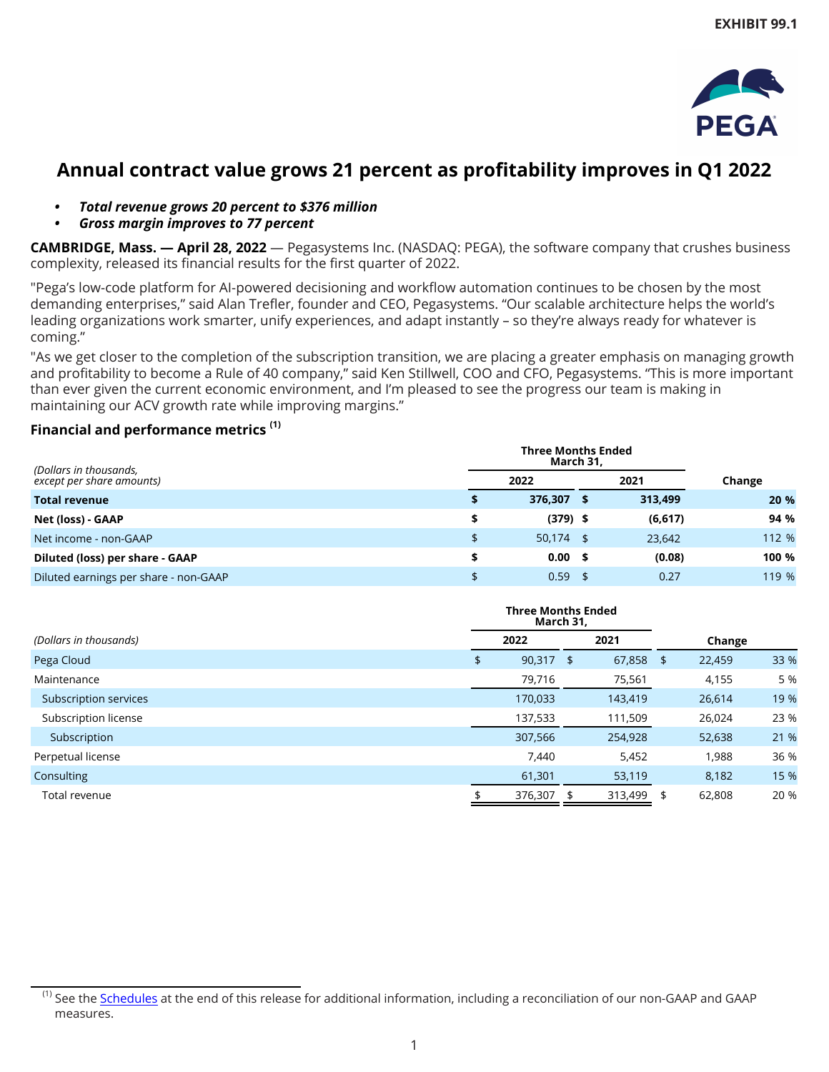EXHIBIT 99.1

# Annual contract value grows 21 percent as profitability improves in Q1 2022

- ***Total revenue grows 20 percent to $376 million***
- ***Gross margin improves to 77 percent***

**CAMBRIDGE, Mass. — April 28, 2022** — Pegasystems Inc. (NASDAQ: PEGA), the software company that crushes business complexity, released its financial results for the first quarter of 2022.

"Pega's low-code platform for AI-powered decisioning and workflow automation continues to be chosen by the most demanding enterprises," said Alan Trefler, founder and CEO, Pegasystems. "Our scalable architecture helps the world's leading organizations work smarter, unify experiences, and adapt instantly – so they're always ready for whatever is coming."

"As we get closer to the completion of the subscription transition, we are placing a greater emphasis on managing growth and profitability to become a Rule of 40 company," said Ken Stillwell, COO and CFO, Pegasystems. "This is more important than ever given the current economic environment, and I'm pleased to see the progress our team is making in maintaining our ACV growth rate while improving margins."

## Financial and performance metrics [1]

| *(Dollars in thousands, except per share amounts)* | Three Months Ended March 31, 2022 | Three Months Ended March 31, 2021 | Change |
|---|---|---|---|
| **Total revenue** | **$ 376,307** | **$ 313,499** | **20 %** |
| **Net (loss) - GAAP** | **$ (379)** | **$ (6,617)** | **94 %** |
| Net income - non-GAAP | $ 50,174 | $ 23,642 | 112 % |
| **Diluted (loss) per share - GAAP** | **$ 0.00** | **$ (0.08)** | **100 %** |
| Diluted earnings per share - non-GAAP | $ 0.59 | $ 0.27 | 119 % |

| *(Dollars in thousands)* | Three Months Ended March 31, 2022 | Three Months Ended March 31, 2021 | Change | |
|---|---|---|---|---|
| Pega Cloud | $ 90,317 | $ 67,858 | $ 22,459 | 33 % |
| Maintenance | 79,716 | 75,561 | 4,155 | 5 % |
| Subscription services | 170,033 | 143,419 | 26,614 | 19 % |
| Subscription license | 137,533 | 111,509 | 26,024 | 23 % |
| Subscription | 307,566 | 254,928 | 52,638 | 21 % |
| Perpetual license | 7,440 | 5,452 | 1,988 | 36 % |
| Consulting | 61,301 | 53,119 | 8,182 | 15 % |
| Total revenue | $ 376,307 | $ 313,499 | $ 62,808 | 20 % |

[1] See the Schedules at the end of this release for additional information, including a reconciliation of our non-GAAP and GAAP measures.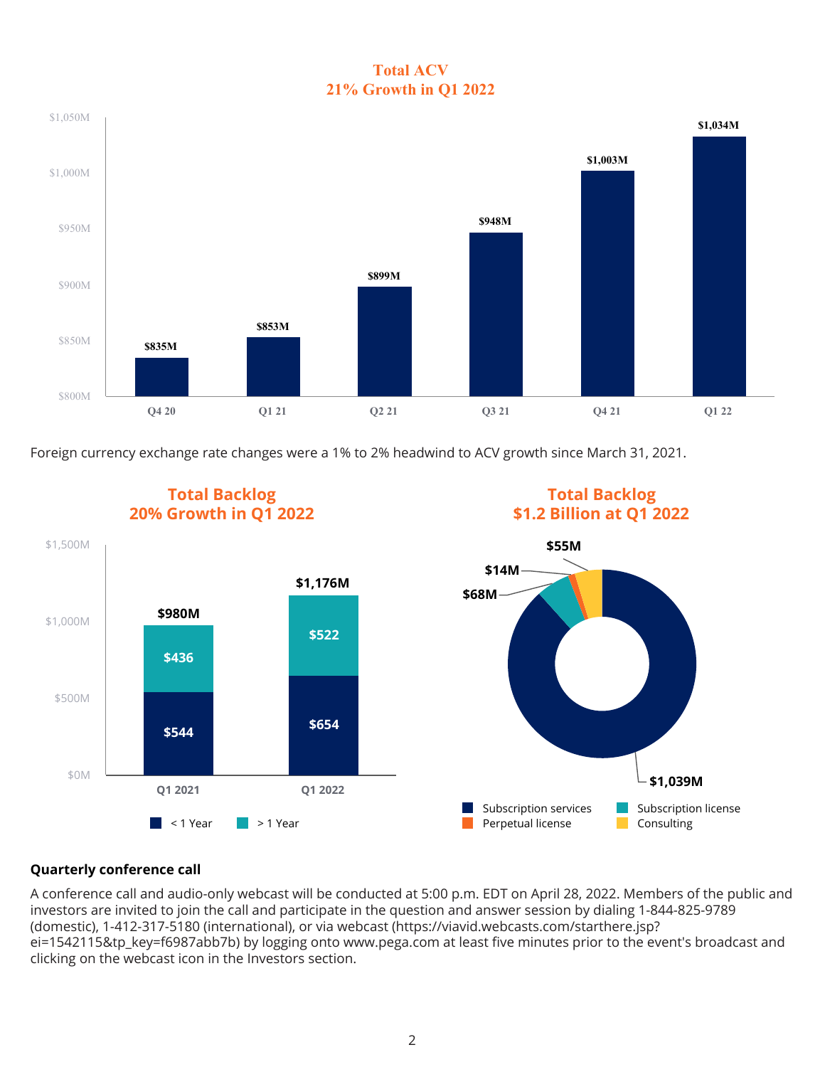**Total ACV**
**21% Growth in Q1 2022**

| Quarter | Total ACV |
|---|---|
| Q4 20 | $835M |
| Q1 21 | $853M |
| Q2 21 | $899M |
| Q3 21 | $948M |
| Q4 21 | $1,003M |
| Q1 22 | $1,034M |

Foreign currency exchange rate changes were a 1% to 2% headwind to ACV growth since March 31, 2021.

**Total Backlog**
**20% Growth in Q1 2022**

| | < 1 Year | > 1 Year | Total |
|---|---|---|---|
| Q1 2021 | $544 | $436 | $980M |
| Q1 2022 | $654 | $522 | $1,176M |

**Total Backlog**
**$1.2 Billion at Q1 2022**

| Category | Amount |
|---|---|
| Subscription services | $1,039M |
| Subscription license | $68M |
| Perpetual license | $14M |
| Consulting | $55M |

**Quarterly conference call**

A conference call and audio-only webcast will be conducted at 5:00 p.m. EDT on April 28, 2022. Members of the public and investors are invited to join the call and participate in the question and answer session by dialing 1-844-825-9789 (domestic), 1-412-317-5180 (international), or via webcast (https://viavid.webcasts.com/starthere.jsp?ei=1542115&tp_key=f6987abb7b) by logging onto www.pega.com at least five minutes prior to the event's broadcast and clicking on the webcast icon in the Investors section.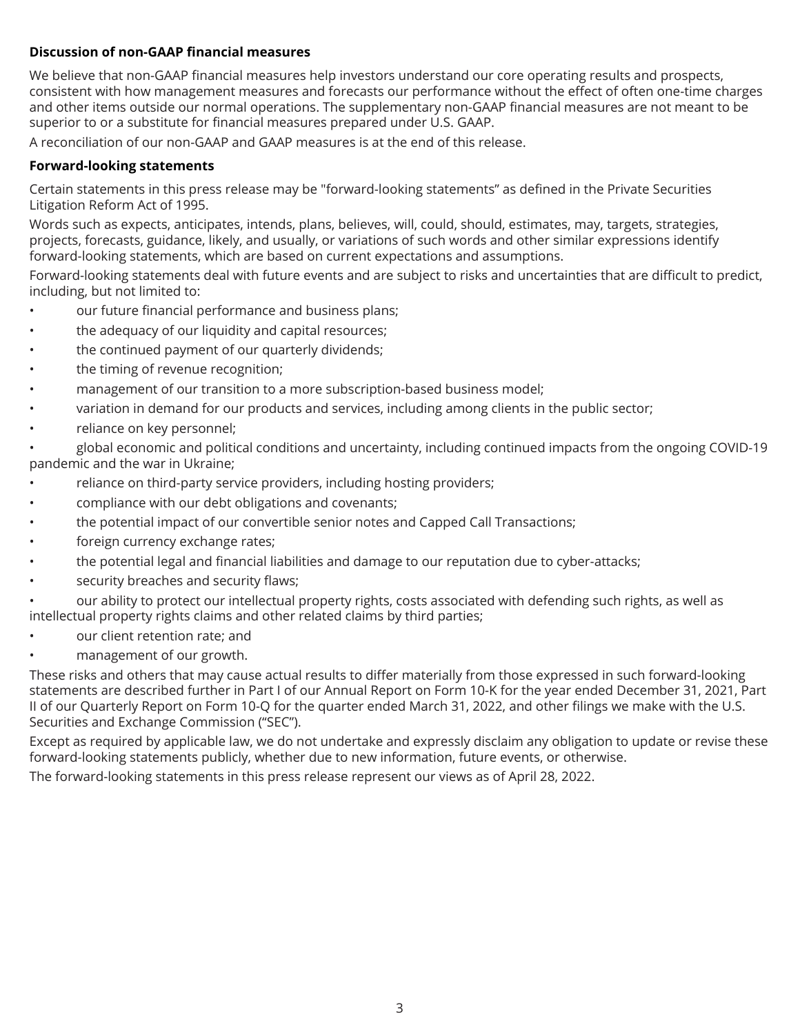**Discussion of non-GAAP financial measures**

We believe that non-GAAP financial measures help investors understand our core operating results and prospects, consistent with how management measures and forecasts our performance without the effect of often one-time charges and other items outside our normal operations. The supplementary non-GAAP financial measures are not meant to be superior to or a substitute for financial measures prepared under U.S. GAAP.

A reconciliation of our non-GAAP and GAAP measures is at the end of this release.

**Forward-looking statements**

Certain statements in this press release may be "forward-looking statements" as defined in the Private Securities Litigation Reform Act of 1995.

Words such as expects, anticipates, intends, plans, believes, will, could, should, estimates, may, targets, strategies, projects, forecasts, guidance, likely, and usually, or variations of such words and other similar expressions identify forward-looking statements, which are based on current expectations and assumptions.

Forward-looking statements deal with future events and are subject to risks and uncertainties that are difficult to predict, including, but not limited to:

- our future financial performance and business plans;
- the adequacy of our liquidity and capital resources;
- the continued payment of our quarterly dividends;
- the timing of revenue recognition;
- management of our transition to a more subscription-based business model;
- variation in demand for our products and services, including among clients in the public sector;
- reliance on key personnel;
- global economic and political conditions and uncertainty, including continued impacts from the ongoing COVID-19 pandemic and the war in Ukraine;
- reliance on third-party service providers, including hosting providers;
- compliance with our debt obligations and covenants;
- the potential impact of our convertible senior notes and Capped Call Transactions;
- foreign currency exchange rates;
- the potential legal and financial liabilities and damage to our reputation due to cyber-attacks;
- security breaches and security flaws;
- our ability to protect our intellectual property rights, costs associated with defending such rights, as well as intellectual property rights claims and other related claims by third parties;
- our client retention rate; and
- management of our growth.

These risks and others that may cause actual results to differ materially from those expressed in such forward-looking statements are described further in Part I of our Annual Report on Form 10-K for the year ended December 31, 2021, Part II of our Quarterly Report on Form 10-Q for the quarter ended March 31, 2022, and other filings we make with the U.S. Securities and Exchange Commission ("SEC").

Except as required by applicable law, we do not undertake and expressly disclaim any obligation to update or revise these forward-looking statements publicly, whether due to new information, future events, or otherwise.

The forward-looking statements in this press release represent our views as of April 28, 2022.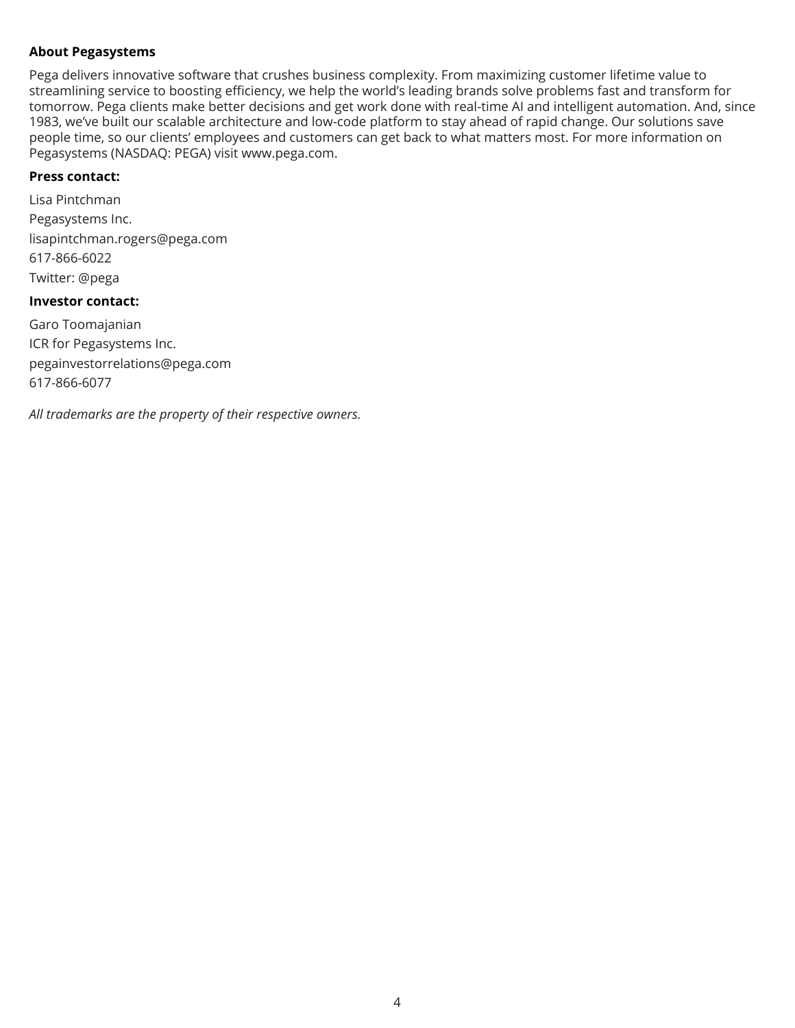**About Pegasystems**

Pega delivers innovative software that crushes business complexity. From maximizing customer lifetime value to streamlining service to boosting efficiency, we help the world's leading brands solve problems fast and transform for tomorrow. Pega clients make better decisions and get work done with real-time AI and intelligent automation. And, since 1983, we've built our scalable architecture and low-code platform to stay ahead of rapid change. Our solutions save people time, so our clients' employees and customers can get back to what matters most. For more information on Pegasystems (NASDAQ: PEGA) visit www.pega.com.

**Press contact:**

Lisa Pintchman

Pegasystems Inc.

lisapintchman.rogers@pega.com

617-866-6022

Twitter: @pega

**Investor contact:**

Garo Toomajanian

ICR for Pegasystems Inc.

pegainvestorrelations@pega.com

617-866-6077

*All trademarks are the property of their respective owners.*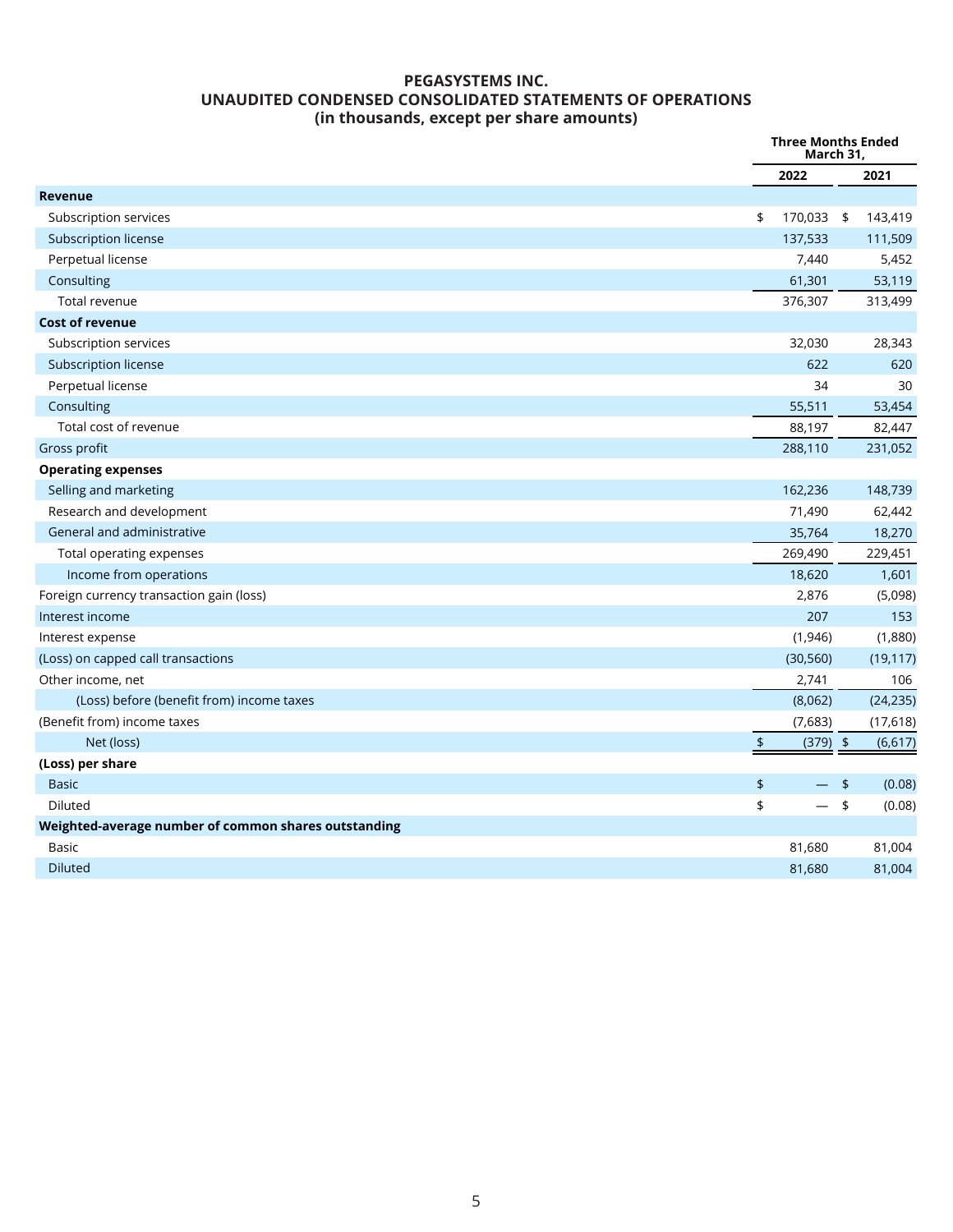**PEGASYSTEMS INC.**
**UNAUDITED CONDENSED CONSOLIDATED STATEMENTS OF OPERATIONS**
**(in thousands, except per share amounts)**

| | Three Months Ended March 31, | |
|---|---|---|
| | 2022 | 2021 |
| **Revenue** | | |
| Subscription services | $ 170,033 | $ 143,419 |
| Subscription license | 137,533 | 111,509 |
| Perpetual license | 7,440 | 5,452 |
| Consulting | 61,301 | 53,119 |
| Total revenue | 376,307 | 313,499 |
| **Cost of revenue** | | |
| Subscription services | 32,030 | 28,343 |
| Subscription license | 622 | 620 |
| Perpetual license | 34 | 30 |
| Consulting | 55,511 | 53,454 |
| Total cost of revenue | 88,197 | 82,447 |
| Gross profit | 288,110 | 231,052 |
| **Operating expenses** | | |
| Selling and marketing | 162,236 | 148,739 |
| Research and development | 71,490 | 62,442 |
| General and administrative | 35,764 | 18,270 |
| Total operating expenses | 269,490 | 229,451 |
| Income from operations | 18,620 | 1,601 |
| Foreign currency transaction gain (loss) | 2,876 | (5,098) |
| Interest income | 207 | 153 |
| Interest expense | (1,946) | (1,880) |
| (Loss) on capped call transactions | (30,560) | (19,117) |
| Other income, net | 2,741 | 106 |
| (Loss) before (benefit from) income taxes | (8,062) | (24,235) |
| (Benefit from) income taxes | (7,683) | (17,618) |
| Net (loss) | $ (379) | $ (6,617) |
| **(Loss) per share** | | |
| Basic | $ — | $ (0.08) |
| Diluted | $ — | $ (0.08) |
| **Weighted-average number of common shares outstanding** | | |
| Basic | 81,680 | 81,004 |
| Diluted | 81,680 | 81,004 |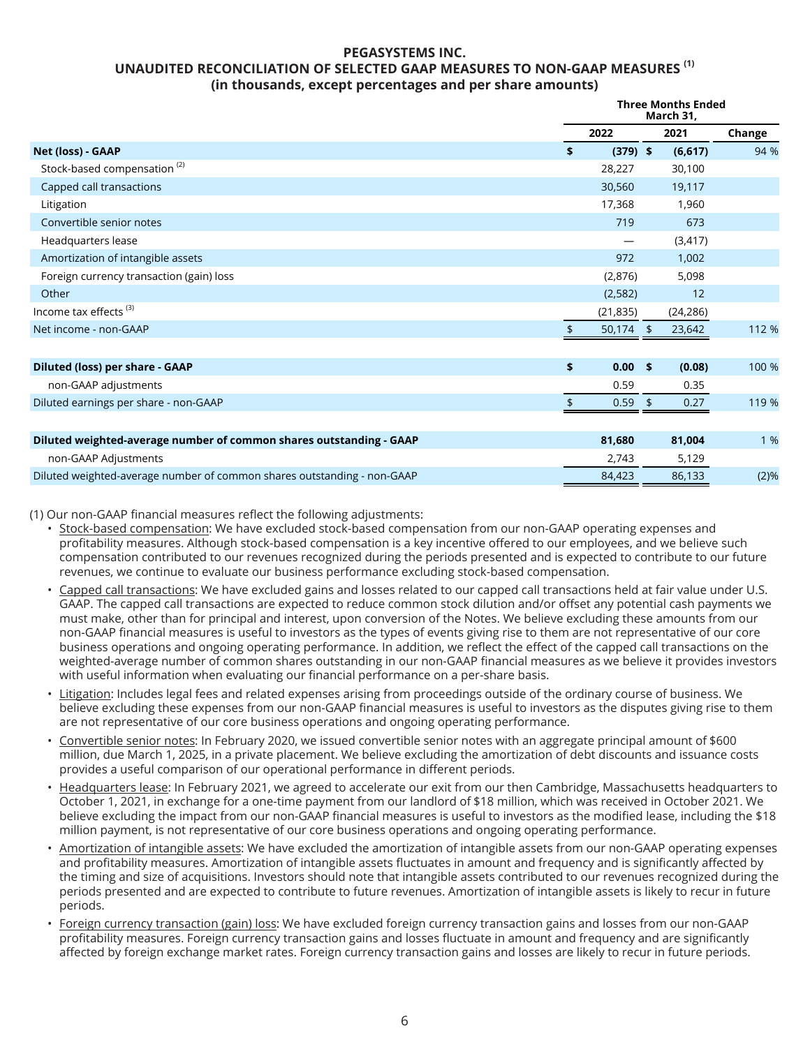# PEGASYSTEMS INC.

## UNAUDITED RECONCILIATION OF SELECTED GAAP MEASURES TO NON-GAAP MEASURES [(1)]

### (in thousands, except percentages and per share amounts)

| | Three Months Ended March 31, | | |
|---|---|---|---|
| | 2022 | 2021 | Change |
| **Net (loss) - GAAP** | **$ (379)** | **$ (6,617)** | 94 % |
| Stock-based compensation [(2)] | 28,227 | 30,100 | |
| Capped call transactions | 30,560 | 19,117 | |
| Litigation | 17,368 | 1,960 | |
| Convertible senior notes | 719 | 673 | |
| Headquarters lease | — | (3,417) | |
| Amortization of intangible assets | 972 | 1,002 | |
| Foreign currency transaction (gain) loss | (2,876) | 5,098 | |
| Other | (2,582) | 12 | |
| Income tax effects [(3)] | (21,835) | (24,286) | |
| Net income - non-GAAP | $ 50,174 | $ 23,642 | 112 % |
| | | | |
| **Diluted (loss) per share - GAAP** | **$ 0.00** | **$ (0.08)** | 100 % |
| non-GAAP adjustments | 0.59 | 0.35 | |
| Diluted earnings per share - non-GAAP | $ 0.59 | $ 0.27 | 119 % |
| | | | |
| **Diluted weighted-average number of common shares outstanding - GAAP** | **81,680** | **81,004** | 1 % |
| non-GAAP Adjustments | 2,743 | 5,129 | |
| Diluted weighted-average number of common shares outstanding - non-GAAP | 84,423 | 86,133 | (2)% |

(1) Our non-GAAP financial measures reflect the following adjustments:

- Stock-based compensation: We have excluded stock-based compensation from our non-GAAP operating expenses and profitability measures. Although stock-based compensation is a key incentive offered to our employees, and we believe such compensation contributed to our revenues recognized during the periods presented and is expected to contribute to our future revenues, we continue to evaluate our business performance excluding stock-based compensation.
- Capped call transactions: We have excluded gains and losses related to our capped call transactions held at fair value under U.S. GAAP. The capped call transactions are expected to reduce common stock dilution and/or offset any potential cash payments we must make, other than for principal and interest, upon conversion of the Notes. We believe excluding these amounts from our non-GAAP financial measures is useful to investors as the types of events giving rise to them are not representative of our core business operations and ongoing operating performance. In addition, we reflect the effect of the capped call transactions on the weighted-average number of common shares outstanding in our non-GAAP financial measures as we believe it provides investors with useful information when evaluating our financial performance on a per-share basis.
- Litigation: Includes legal fees and related expenses arising from proceedings outside of the ordinary course of business. We believe excluding these expenses from our non-GAAP financial measures is useful to investors as the disputes giving rise to them are not representative of our core business operations and ongoing operating performance.
- Convertible senior notes: In February 2020, we issued convertible senior notes with an aggregate principal amount of $600 million, due March 1, 2025, in a private placement. We believe excluding the amortization of debt discounts and issuance costs provides a useful comparison of our operational performance in different periods.
- Headquarters lease: In February 2021, we agreed to accelerate our exit from our then Cambridge, Massachusetts headquarters to October 1, 2021, in exchange for a one-time payment from our landlord of $18 million, which was received in October 2021. We believe excluding the impact from our non-GAAP financial measures is useful to investors as the modified lease, including the $18 million payment, is not representative of our core business operations and ongoing operating performance.
- Amortization of intangible assets: We have excluded the amortization of intangible assets from our non-GAAP operating expenses and profitability measures. Amortization of intangible assets fluctuates in amount and frequency and is significantly affected by the timing and size of acquisitions. Investors should note that intangible assets contributed to our revenues recognized during the periods presented and are expected to contribute to future revenues. Amortization of intangible assets is likely to recur in future periods.
- Foreign currency transaction (gain) loss: We have excluded foreign currency transaction gains and losses from our non-GAAP profitability measures. Foreign currency transaction gains and losses fluctuate in amount and frequency and are significantly affected by foreign exchange market rates. Foreign currency transaction gains and losses are likely to recur in future periods.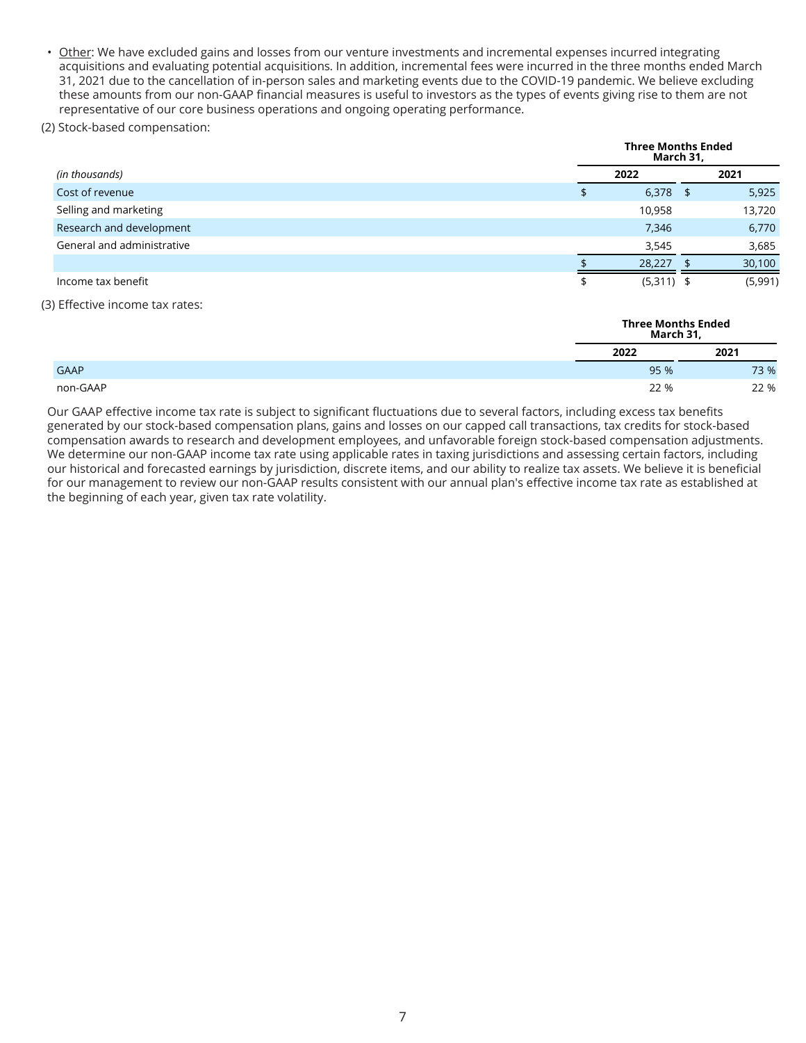- Other: We have excluded gains and losses from our venture investments and incremental expenses incurred integrating acquisitions and evaluating potential acquisitions. In addition, incremental fees were incurred in the three months ended March 31, 2021 due to the cancellation of in-person sales and marketing events due to the COVID-19 pandemic. We believe excluding these amounts from our non-GAAP financial measures is useful to investors as the types of events giving rise to them are not representative of our core business operations and ongoing operating performance.

(2) Stock-based compensation:

| | Three Months Ended March 31, | |
|---|---|---|
| *(in thousands)* | 2022 | 2021 |
| Cost of revenue | $ 6,378 | $ 5,925 |
| Selling and marketing | 10,958 | 13,720 |
| Research and development | 7,346 | 6,770 |
| General and administrative | 3,545 | 3,685 |
| | $ 28,227 | $ 30,100 |
| Income tax benefit | $ (5,311) | $ (5,991) |

(3) Effective income tax rates:

| | Three Months Ended March 31, | |
|---|---|---|
| | 2022 | 2021 |
| GAAP | 95 % | 73 % |
| non-GAAP | 22 % | 22 % |

Our GAAP effective income tax rate is subject to significant fluctuations due to several factors, including excess tax benefits generated by our stock-based compensation plans, gains and losses on our capped call transactions, tax credits for stock-based compensation awards to research and development employees, and unfavorable foreign stock-based compensation adjustments. We determine our non-GAAP income tax rate using applicable rates in taxing jurisdictions and assessing certain factors, including our historical and forecasted earnings by jurisdiction, discrete items, and our ability to realize tax assets. We believe it is beneficial for our management to review our non-GAAP results consistent with our annual plan's effective income tax rate as established at the beginning of each year, given tax rate volatility.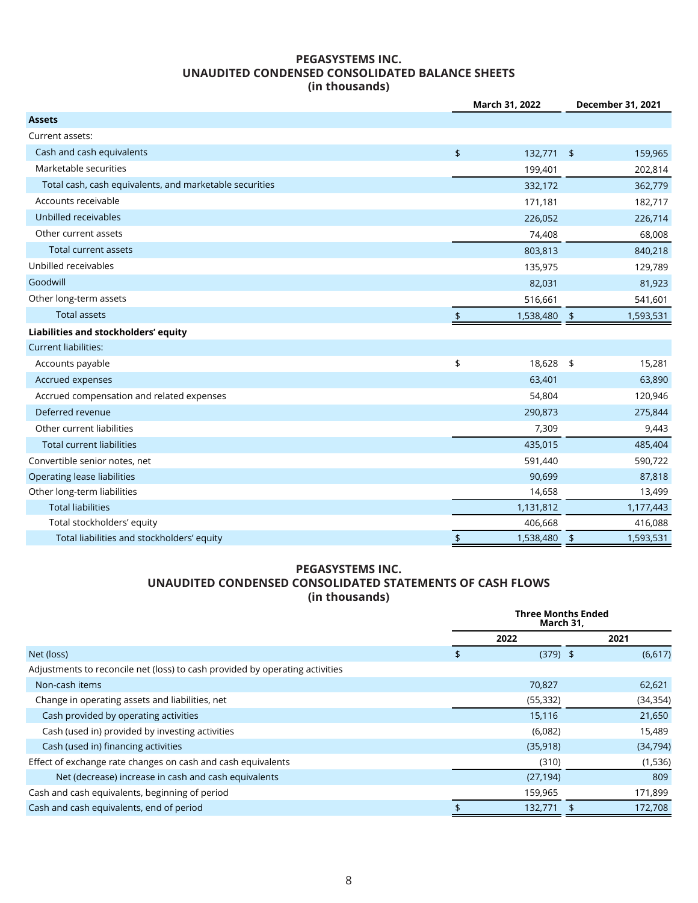# PEGASYSTEMS INC.
## UNAUDITED CONDENSED CONSOLIDATED BALANCE SHEETS
### (in thousands)

| | March 31, 2022 | December 31, 2021 |
|---|---|---|
| **Assets** | | |
| Current assets: | | |
| Cash and cash equivalents | $ 132,771 | $ 159,965 |
| Marketable securities | 199,401 | 202,814 |
| Total cash, cash equivalents, and marketable securities | 332,172 | 362,779 |
| Accounts receivable | 171,181 | 182,717 |
| Unbilled receivables | 226,052 | 226,714 |
| Other current assets | 74,408 | 68,008 |
| Total current assets | 803,813 | 840,218 |
| Unbilled receivables | 135,975 | 129,789 |
| Goodwill | 82,031 | 81,923 |
| Other long-term assets | 516,661 | 541,601 |
| Total assets | $ 1,538,480 | $ 1,593,531 |
| **Liabilities and stockholders' equity** | | |
| Current liabilities: | | |
| Accounts payable | $ 18,628 | $ 15,281 |
| Accrued expenses | 63,401 | 63,890 |
| Accrued compensation and related expenses | 54,804 | 120,946 |
| Deferred revenue | 290,873 | 275,844 |
| Other current liabilities | 7,309 | 9,443 |
| Total current liabilities | 435,015 | 485,404 |
| Convertible senior notes, net | 591,440 | 590,722 |
| Operating lease liabilities | 90,699 | 87,818 |
| Other long-term liabilities | 14,658 | 13,499 |
| Total liabilities | 1,131,812 | 1,177,443 |
| Total stockholders' equity | 406,668 | 416,088 |
| Total liabilities and stockholders' equity | $ 1,538,480 | $ 1,593,531 |

# PEGASYSTEMS INC.
## UNAUDITED CONDENSED CONSOLIDATED STATEMENTS OF CASH FLOWS
### (in thousands)

| | Three Months Ended March 31, | |
|---|---|---|
| | 2022 | 2021 |
| Net (loss) | $ (379) | $ (6,617) |
| Adjustments to reconcile net (loss) to cash provided by operating activities | | |
| Non-cash items | 70,827 | 62,621 |
| Change in operating assets and liabilities, net | (55,332) | (34,354) |
| Cash provided by operating activities | 15,116 | 21,650 |
| Cash (used in) provided by investing activities | (6,082) | 15,489 |
| Cash (used in) financing activities | (35,918) | (34,794) |
| Effect of exchange rate changes on cash and cash equivalents | (310) | (1,536) |
| Net (decrease) increase in cash and cash equivalents | (27,194) | 809 |
| Cash and cash equivalents, beginning of period | 159,965 | 171,899 |
| Cash and cash equivalents, end of period | $ 132,771 | $ 172,708 |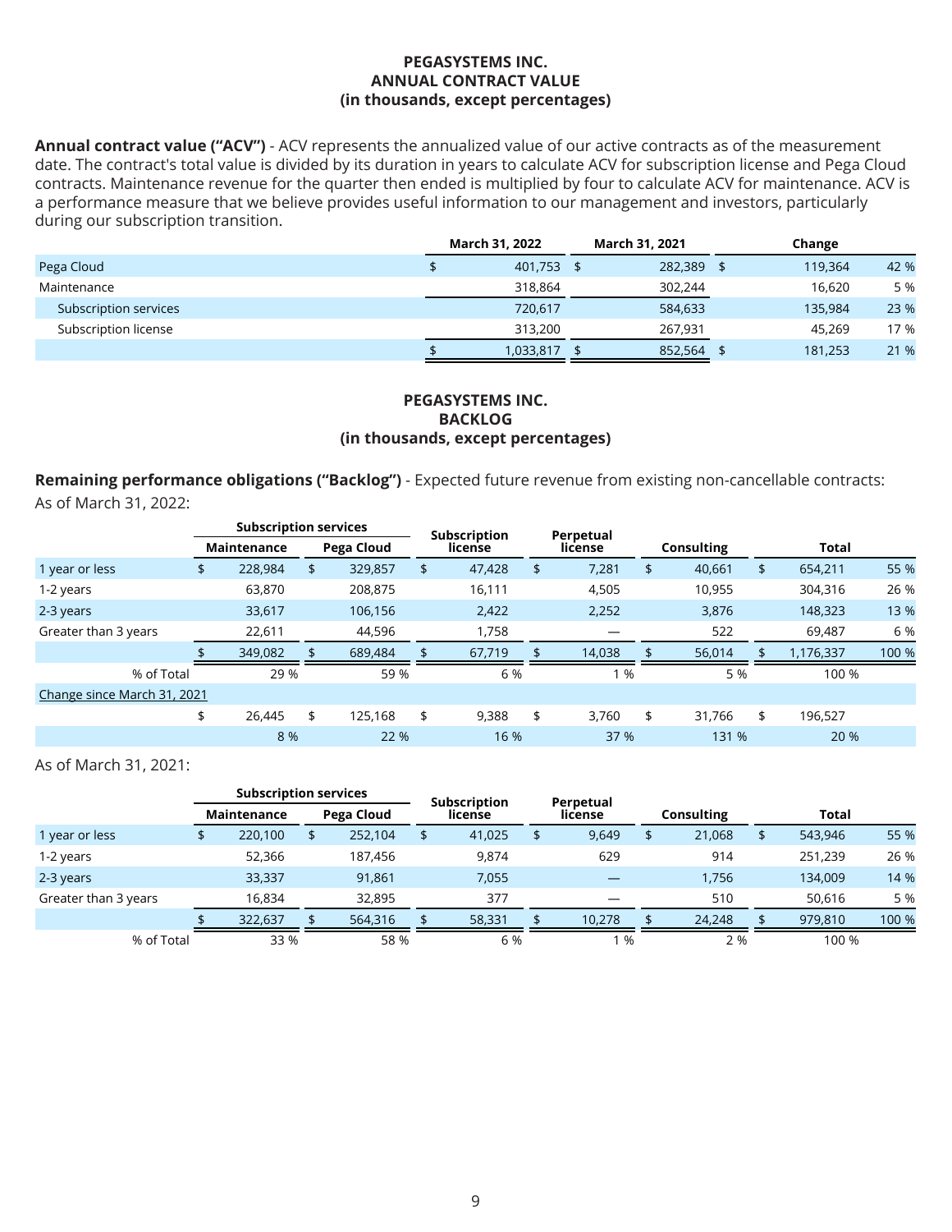# PEGASYSTEMS INC.
# ANNUAL CONTRACT VALUE
# (in thousands, except percentages)

**Annual contract value ("ACV")** - ACV represents the annualized value of our active contracts as of the measurement date. The contract's total value is divided by its duration in years to calculate ACV for subscription license and Pega Cloud contracts. Maintenance revenue for the quarter then ended is multiplied by four to calculate ACV for maintenance. ACV is a performance measure that we believe provides useful information to our management and investors, particularly during our subscription transition.

| | March 31, 2022 | March 31, 2021 | Change | |
|---|---|---|---|---|
| Pega Cloud | $ 401,753 | $ 282,389 | $ 119,364 | 42 % |
| Maintenance | 318,864 | 302,244 | 16,620 | 5 % |
| Subscription services | 720,617 | 584,633 | 135,984 | 23 % |
| Subscription license | 313,200 | 267,931 | 45,269 | 17 % |
| | $ 1,033,817 | $ 852,564 | $ 181,253 | 21 % |

# PEGASYSTEMS INC.
# BACKLOG
# (in thousands, except percentages)

**Remaining performance obligations ("Backlog")** - Expected future revenue from existing non-cancellable contracts:

As of March 31, 2022:

| | Subscription services | | Subscription license | Perpetual license | Consulting | Total | |
|---|---|---|---|---|---|---|---|
| | Maintenance | Pega Cloud | | | | | |
| 1 year or less | $ 228,984 | $ 329,857 | $ 47,428 | $ 7,281 | $ 40,661 | $ 654,211 | 55 % |
| 1-2 years | 63,870 | 208,875 | 16,111 | 4,505 | 10,955 | 304,316 | 26 % |
| 2-3 years | 33,617 | 106,156 | 2,422 | 2,252 | 3,876 | 148,323 | 13 % |
| Greater than 3 years | 22,611 | 44,596 | 1,758 | — | 522 | 69,487 | 6 % |
| | $ 349,082 | $ 689,484 | $ 67,719 | $ 14,038 | $ 56,014 | $ 1,176,337 | 100 % |
| % of Total | 29 % | 59 % | 6 % | 1 % | 5 % | 100 % | |
| Change since March 31, 2021 | | | | | | | |
| | $ 26,445 | $ 125,168 | $ 9,388 | $ 3,760 | $ 31,766 | $ 196,527 | |
| | 8 % | 22 % | 16 % | 37 % | 131 % | 20 % | |

As of March 31, 2021:

| | Subscription services | | Subscription license | Perpetual license | Consulting | Total | |
|---|---|---|---|---|---|---|---|
| | Maintenance | Pega Cloud | | | | | |
| 1 year or less | $ 220,100 | $ 252,104 | $ 41,025 | $ 9,649 | $ 21,068 | $ 543,946 | 55 % |
| 1-2 years | 52,366 | 187,456 | 9,874 | 629 | 914 | 251,239 | 26 % |
| 2-3 years | 33,337 | 91,861 | 7,055 | — | 1,756 | 134,009 | 14 % |
| Greater than 3 years | 16,834 | 32,895 | 377 | — | 510 | 50,616 | 5 % |
| | $ 322,637 | $ 564,316 | $ 58,331 | $ 10,278 | $ 24,248 | $ 979,810 | 100 % |
| % of Total | 33 % | 58 % | 6 % | 1 % | 2 % | 100 % | |